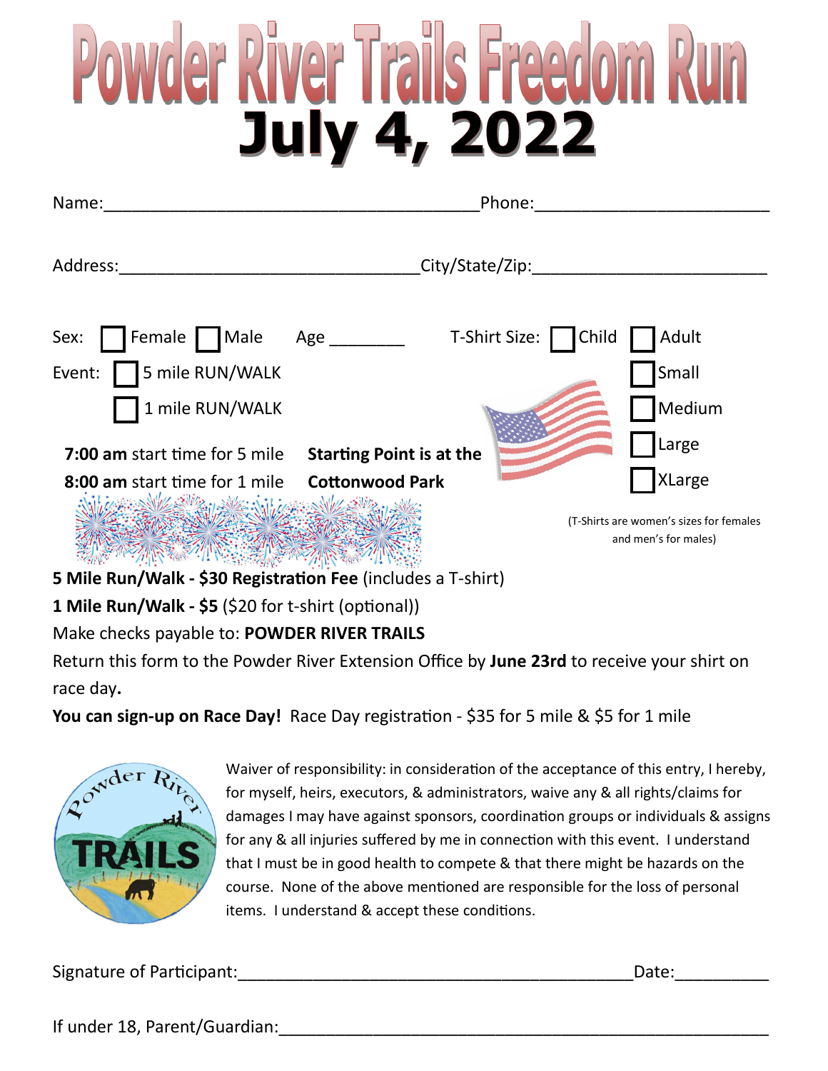# Powder River Trails Freedom Run

# July 4, 2022

Name:______________________________________Phone:________________________

Address:______________________________City/State/Zip:________________________

Sex: ☐ Female ☐ Male Age ________ T-Shirt Size: ☐ Child ☐ Adult

Event: ☐ 5 mile RUN/WALK ☐ Small

☐ 1 mile RUN/WALK ☐ Medium

**7:00 am** start time for 5 mile **Starting Point is at the** ☐ Large

**8:00 am** start time for 1 mile **Cottonwood Park** ☐ XLarge

(T-Shirts are women's sizes for females and men's for males)

**5 Mile Run/Walk - $30 Registration Fee** (includes a T-shirt)

**1 Mile Run/Walk - $5** ($20 for t-shirt (optional))

Make checks payable to: **POWDER RIVER TRAILS**

Return this form to the Powder River Extension Office by **June 23rd** to receive your shirt on race day**.**

**You can sign-up on Race Day!** Race Day registration - $35 for 5 mile & $5 for 1 mile

Waiver of responsibility: in consideration of the acceptance of this entry, I hereby, for myself, heirs, executors, & administrators, waive any & all rights/claims for damages I may have against sponsors, coordination groups or individuals & assigns for any & all injuries suffered by me in connection with this event. I understand that I must be in good health to compete & that there might be hazards on the course. None of the above mentioned are responsible for the loss of personal items. I understand & accept these conditions.

Signature of Participant:________________________________________Date:__________

If under 18, Parent/Guardian:_______________________________________________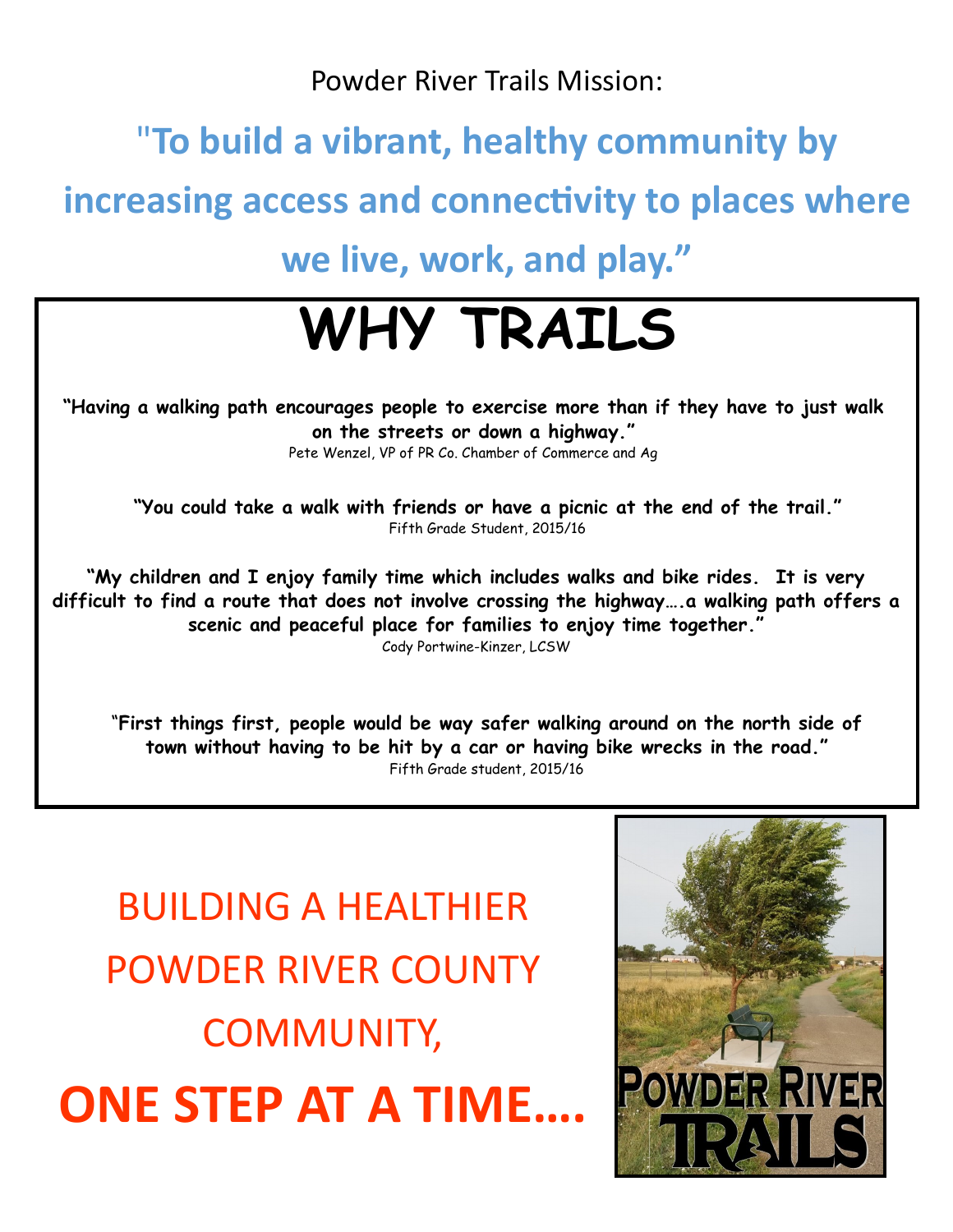Powder River Trails Mission:

## "To build a vibrant, healthy community by increasing access and connectivity to places where we live, work, and play."

# WHY TRAILS

**"Having a walking path encourages people to exercise more than if they have to just walk on the streets or down a highway."**
Pete Wenzel, VP of PR Co. Chamber of Commerce and Ag

**"You could take a walk with friends or have a picnic at the end of the trail."**
Fifth Grade Student, 2015/16

**"My children and I enjoy family time which includes walks and bike rides. It is very difficult to find a route that does not involve crossing the highway….a walking path offers a scenic and peaceful place for families to enjoy time together."**
Cody Portwine-Kinzer, LCSW

**"First things first, people would be way safer walking around on the north side of town without having to be hit by a car or having bike wrecks in the road."**
Fifth Grade student, 2015/16

BUILDING A HEALTHIER POWDER RIVER COUNTY COMMUNITY,

**ONE STEP AT A TIME….**

POWDER RIVER TRAILS